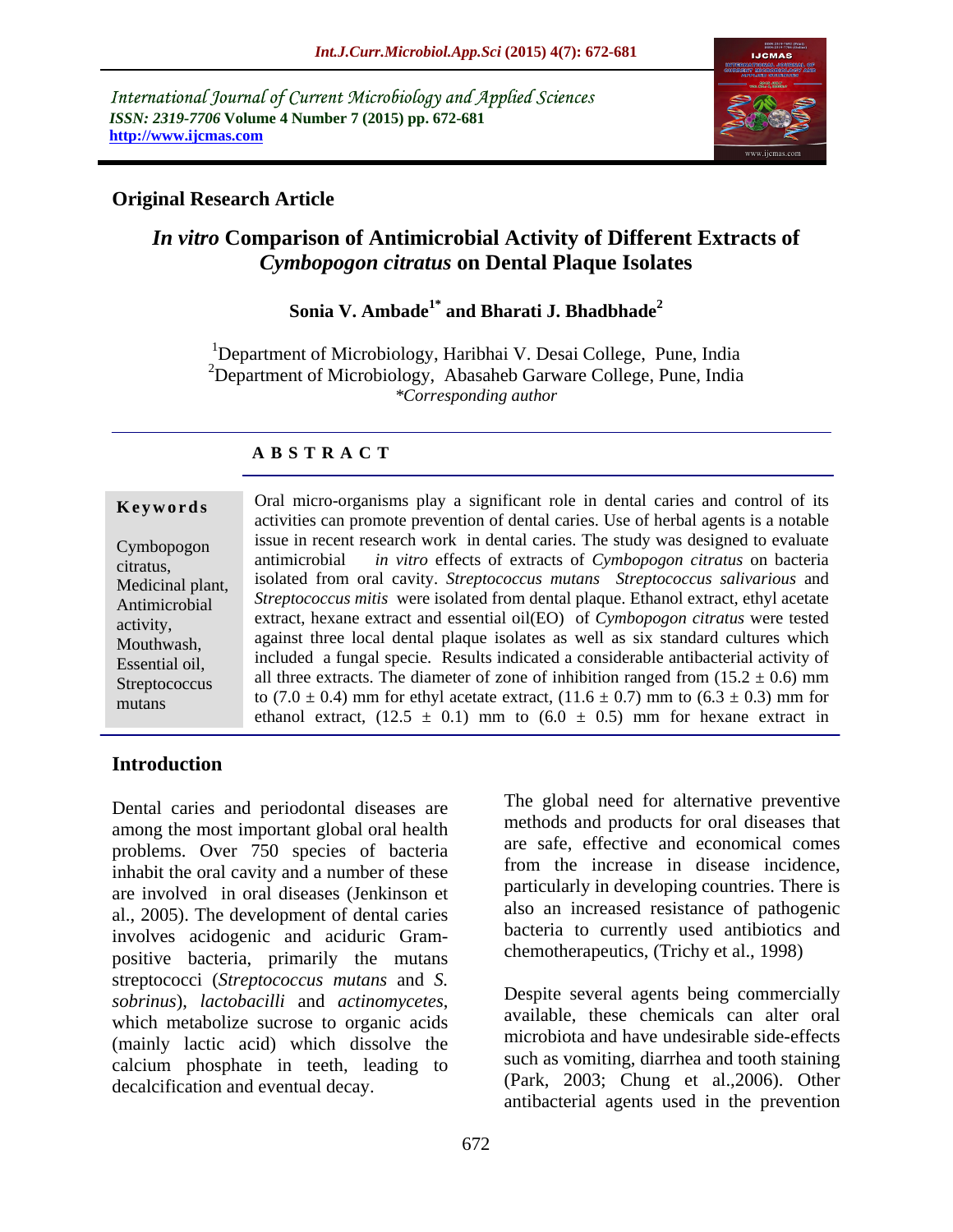International Journal of Current Microbiology and Applied Sciences
*ISSN: 2319-7706* **Volume 4 Number 7 (2015) pp. 672-681**
**http://www.ijcmas.com**

**Original Research Article**

# *In vitro* Comparison of Antimicrobial Activity of Different Extracts of *Cymbopogon citratus* on Dental Plaque Isolates

**Sonia V. Ambade[1*] and Bharati J. Bhadbhade[2]**

[1]Department of Microbiology, Haribhai V. Desai College, Pune, India
[2]Department of Microbiology, Abasaheb Garware College, Pune, India
*\*Corresponding author*

## A B S T R A C T

**Keywords**

Cymbopogon citratus, Medicinal plant, Antimicrobial activity, Mouthwash, Essential oil, Streptococcus mutans

Oral micro-organisms play a significant role in dental caries and control of its activities can promote prevention of dental caries. Use of herbal agents is a notable issue in recent research work in dental caries. The study was designed to evaluate antimicrobial *in vitro* effects of extracts of *Cymbopogon citratus* on bacteria isolated from oral cavity. *Streptococcus mutans Streptococcus salivarious* and *Streptococcus mitis* were isolated from dental plaque. Ethanol extract, ethyl acetate extract, hexane extract and essential oil(EO) of *Cymbopogon citratus* were tested against three local dental plaque isolates as well as six standard cultures which included a fungal specie. Results indicated a considerable antibacterial activity of all three extracts. The diameter of zone of inhibition ranged from (15.2 ± 0.6) mm to (7.0 ± 0.4) mm for ethyl acetate extract, (11.6 ± 0.7) mm to (6.3 ± 0.3) mm for ethanol extract, (12.5 ± 0.1) mm to (6.0 ± 0.5) mm for hexane extract in

## Introduction

Dental caries and periodontal diseases are among the most important global oral health problems. Over 750 species of bacteria inhabit the oral cavity and a number of these are involved in oral diseases (Jenkinson et al., 2005). The development of dental caries involves acidogenic and aciduric Gram-positive bacteria, primarily the mutans streptococci (*Streptococcus mutans* and *S. sobrinus*), *lactobacilli* and *actinomycetes*, which metabolize sucrose to organic acids (mainly lactic acid) which dissolve the calcium phosphate in teeth, leading to decalcification and eventual decay.

The global need for alternative preventive methods and products for oral diseases that are safe, effective and economical comes from the increase in disease incidence, particularly in developing countries. There is also an increased resistance of pathogenic bacteria to currently used antibiotics and chemotherapeutics, (Trichy et al., 1998)

Despite several agents being commercially available, these chemicals can alter oral microbiota and have undesirable side-effects such as vomiting, diarrhea and tooth staining (Park, 2003; Chung et al.,2006). Other antibacterial agents used in the prevention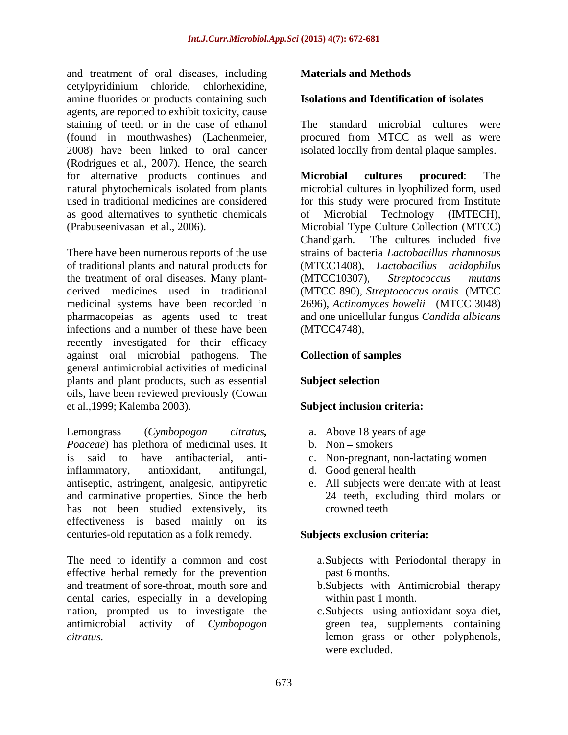and treatment of oral diseases, including cetylpyridinium chloride, chlorhexidine, amine fluorides or products containing such agents, are reported to exhibit toxicity, cause staining of teeth or in the case of ethanol (found in mouthwashes) (Lachenmeier, 2008) have been linked to oral cancer (Rodrigues et al., 2007). Hence, the search for alternative products continues and natural phytochemicals isolated from plants used in traditional medicines are considered as good alternatives to synthetic chemicals (Prabuseenivasan et al., 2006).

There have been numerous reports of the use of traditional plants and natural products for the treatment of oral diseases. Many plant-derived medicines used in traditional medicinal systems have been recorded in pharmacopeias as agents used to treat infections and a number of these have been recently investigated for their efficacy against oral microbial pathogens. The general antimicrobial activities of medicinal plants and plant products, such as essential oils, have been reviewed previously (Cowan et al.,1999; Kalemba 2003).

Lemongrass (*Cymbopogon citratus, Poaceae*) has plethora of medicinal uses. It is said to have antibacterial, anti-inflammatory, antioxidant, antifungal, antiseptic, astringent, analgesic, antipyretic and carminative properties. Since the herb has not been studied extensively, its effectiveness is based mainly on its centuries-old reputation as a folk remedy.

The need to identify a common and cost effective herbal remedy for the prevention and treatment of sore-throat, mouth sore and dental caries, especially in a developing nation, prompted us to investigate the antimicrobial activity of *Cymbopogon citratus.*

## Materials and Methods

### Isolations and Identification of isolates

The standard microbial cultures were procured from MTCC as well as were isolated locally from dental plaque samples.

**Microbial cultures procured**: The microbial cultures in lyophilized form, used for this study were procured from Institute of Microbial Technology (IMTECH), Microbial Type Culture Collection (MTCC) Chandigarh. The cultures included five strains of bacteria *Lactobacillus rhamnosus* (MTCC1408), *Lactobacillus acidophilus* (MTCC10307), *Streptococcus mutans* (MTCC 890), *Streptococcus oralis* (MTCC 2696), *Actinomyces howelii* (MTCC 3048) and one unicellular fungus *Candida albicans* (MTCC4748),

### Collection of samples

### Subject selection

### Subject inclusion criteria:

a. Above 18 years of age
b. Non – smokers
c. Non-pregnant, non-lactating women
d. Good general health
e. All subjects were dentate with at least 24 teeth, excluding third molars or crowned teeth

### Subjects exclusion criteria:

a. Subjects with Periodontal therapy in past 6 months.
b. Subjects with Antimicrobial therapy within past 1 month.
c. Subjects using antioxidant soya diet, green tea, supplements containing lemon grass or other polyphenols, were excluded.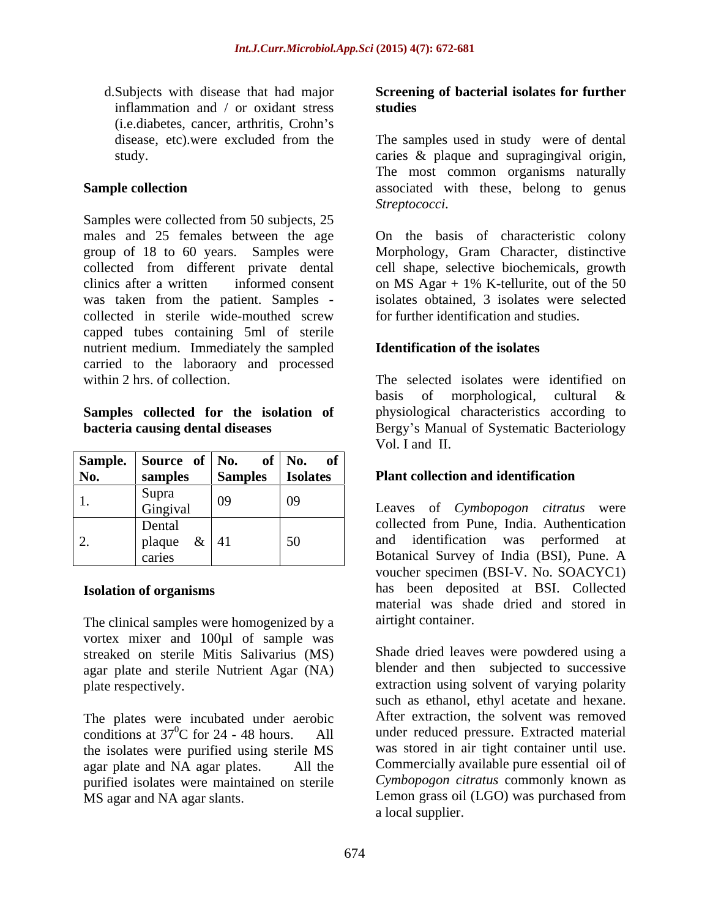d. Subjects with disease that had major inflammation and / or oxidant stress (i.e.diabetes, cancer, arthritis, Crohn's disease, etc).were excluded from the study.

**Sample collection**

Samples were collected from 50 subjects, 25 males and 25 females between the age group of 18 to 60 years. Samples were collected from different private dental clinics after a written informed consent was taken from the patient. Samples - collected in sterile wide-mouthed screw capped tubes containing 5ml of sterile nutrient medium. Immediately the sampled carried to the laboraory and processed within 2 hrs. of collection.

**Samples collected for the isolation of bacteria causing dental diseases**

| Sample. No. | Source of samples | No. of Samples | No. of Isolates |
|---|---|---|---|
| 1. | Supra Gingival | 09 | 09 |
| 2. | Dental plaque & caries | 41 | 50 |

**Isolation of organisms**

The clinical samples were homogenized by a vortex mixer and 100µl of sample was streaked on sterile Mitis Salivarius (MS) agar plate and sterile Nutrient Agar (NA) plate respectively.

The plates were incubated under aerobic conditions at $37^0$C for 24 - 48 hours. All the isolates were purified using sterile MS agar plate and NA agar plates. All the purified isolates were maintained on sterile MS agar and NA agar slants.

**Screening of bacterial isolates for further studies**

The samples used in study were of dental caries & plaque and supragingival origin, The most common organisms naturally associated with these, belong to genus *Streptococci.*

On the basis of characteristic colony Morphology, Gram Character, distinctive cell shape, selective biochemicals, growth on MS Agar + 1% K-tellurite, out of the 50 isolates obtained, 3 isolates were selected for further identification and studies.

**Identification of the isolates**

The selected isolates were identified on basis of morphological, cultural & physiological characteristics according to Bergy's Manual of Systematic Bacteriology Vol. I and II.

**Plant collection and identification**

Leaves of *Cymbopogon citratus* were collected from Pune, India. Authentication and identification was performed at Botanical Survey of India (BSI), Pune. A voucher specimen (BSI-V. No. SOACYC1) has been deposited at BSI. Collected material was shade dried and stored in airtight container.

Shade dried leaves were powdered using a blender and then subjected to successive extraction using solvent of varying polarity such as ethanol, ethyl acetate and hexane. After extraction, the solvent was removed under reduced pressure. Extracted material was stored in air tight container until use. Commercially available pure essential oil of *Cymbopogon citratus* commonly known as Lemon grass oil (LGO) was purchased from a local supplier.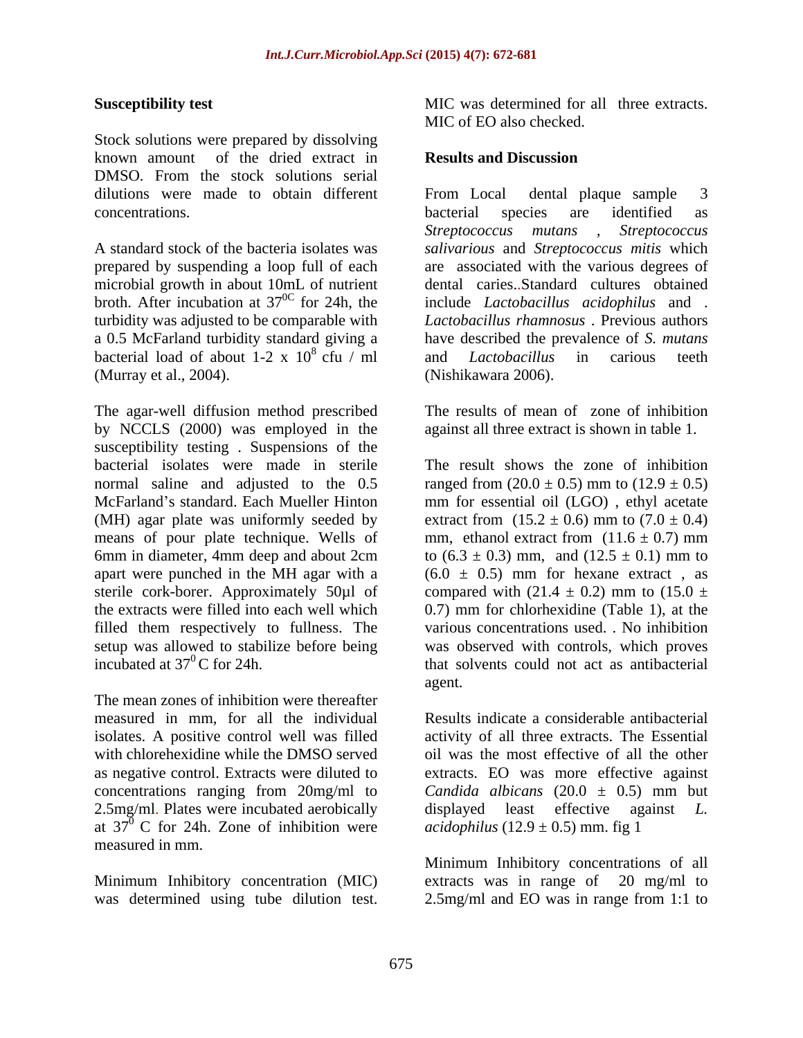**Susceptibility test**

Stock solutions were prepared by dissolving known amount of the dried extract in DMSO. From the stock solutions serial dilutions were made to obtain different concentrations.

A standard stock of the bacteria isolates was prepared by suspending a loop full of each microbial growth in about 10mL of nutrient broth. After incubation at $37^{0C}$ for 24h, the turbidity was adjusted to be comparable with a 0.5 McFarland turbidity standard giving a bacterial load of about 1-2 x $10^8$ cfu / ml (Murray et al., 2004).

The agar-well diffusion method prescribed by NCCLS (2000) was employed in the susceptibility testing . Suspensions of the bacterial isolates were made in sterile normal saline and adjusted to the 0.5 McFarland's standard. Each Mueller Hinton (MH) agar plate was uniformly seeded by means of pour plate technique. Wells of 6mm in diameter, 4mm deep and about 2cm apart were punched in the MH agar with a sterile cork-borer. Approximately 50µl of the extracts were filled into each well which filled them respectively to fullness. The setup was allowed to stabilize before being incubated at $37^0$ C for 24h.

The mean zones of inhibition were thereafter measured in mm, for all the individual isolates. A positive control well was filled with chlorehexidine while the DMSO served as negative control. Extracts were diluted to concentrations ranging from 20mg/ml to 2.5mg/ml. Plates were incubated aerobically at $37^0$ C for 24h. Zone of inhibition were measured in mm.

Minimum Inhibitory concentration (MIC) was determined using tube dilution test. MIC was determined for all three extracts. MIC of EO also checked.

## Results and Discussion

From Local dental plaque sample 3 bacterial species are identified as *Streptococcus mutans* , *Streptococcus salivarious* and *Streptococcus mitis* which are associated with the various degrees of dental caries..Standard cultures obtained include *Lactobacillus acidophilus* and . *Lactobacillus rhamnosus* . Previous authors have described the prevalence of *S. mutans* and *Lactobacillus* in carious teeth (Nishikawara 2006).

The results of mean of zone of inhibition against all three extract is shown in table 1.

The result shows the zone of inhibition ranged from (20.0 ± 0.5) mm to (12.9 ± 0.5) mm for essential oil (LGO) , ethyl acetate extract from (15.2 ± 0.6) mm to (7.0 ± 0.4) mm, ethanol extract from (11.6 ± 0.7) mm to (6.3 ± 0.3) mm, and (12.5 ± 0.1) mm to (6.0 ± 0.5) mm for hexane extract , as compared with (21.4 ± 0.2) mm to (15.0 ± 0.7) mm for chlorhexidine (Table 1), at the various concentrations used. . No inhibition was observed with controls, which proves that solvents could not act as antibacterial agent.

Results indicate a considerable antibacterial activity of all three extracts. The Essential oil was the most effective of all the other extracts. EO was more effective against *Candida albicans* (20.0 ± 0.5) mm but displayed least effective against *L. acidophilus* (12.9 ± 0.5) mm. fig 1

Minimum Inhibitory concentrations of all extracts was in range of 20 mg/ml to 2.5mg/ml and EO was in range from 1:1 to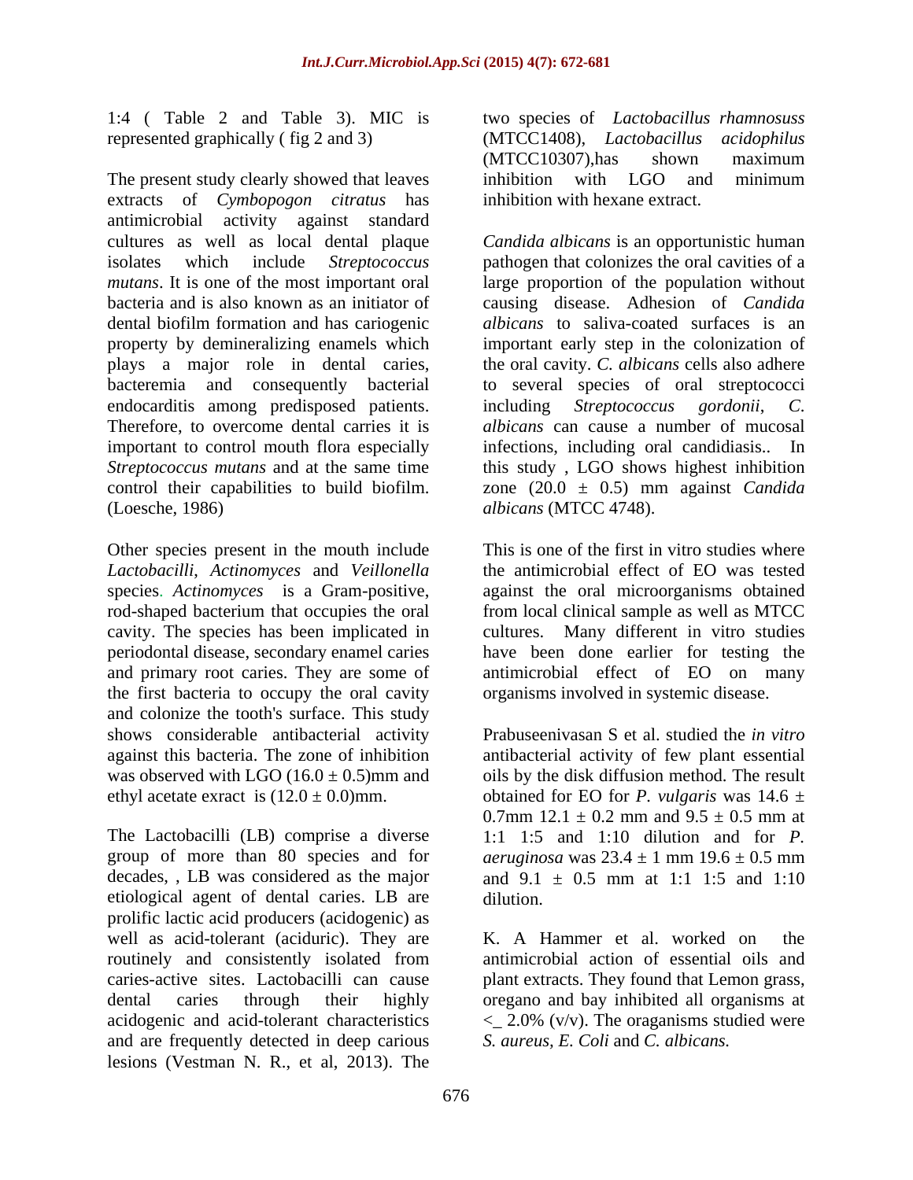1:4 ( Table 2 and Table 3). MIC is represented graphically ( fig 2 and 3)

The present study clearly showed that leaves extracts of *Cymbopogon citratus* has antimicrobial activity against standard cultures as well as local dental plaque isolates which include *Streptococcus mutans*. It is one of the most important oral bacteria and is also known as an initiator of dental biofilm formation and has cariogenic property by demineralizing enamels which plays a major role in dental caries, bacteremia and consequently bacterial endocarditis among predisposed patients. Therefore, to overcome dental carries it is important to control mouth flora especially *Streptococcus mutans* and at the same time control their capabilities to build biofilm. (Loesche, 1986)

Other species present in the mouth include *Lactobacilli*, *Actinomyces* and *Veillonella* species. *Actinomyces* is a Gram-positive, rod-shaped bacterium that occupies the oral cavity. The species has been implicated in periodontal disease, secondary enamel caries and primary root caries. They are some of the first bacteria to occupy the oral cavity and colonize the tooth's surface. This study shows considerable antibacterial activity against this bacteria. The zone of inhibition was observed with LGO ($16.0 \pm 0.5$)mm and ethyl acetate exract is ($12.0 \pm 0.0$)mm.

The Lactobacilli (LB) comprise a diverse group of more than 80 species and for decades, , LB was considered as the major etiological agent of dental caries. LB are prolific lactic acid producers (acidogenic) as well as acid-tolerant (aciduric). They are routinely and consistently isolated from caries-active sites. Lactobacilli can cause dental caries through their highly acidogenic and acid-tolerant characteristics and are frequently detected in deep carious lesions (Vestman N. R., et al, 2013). The two species of *Lactobacillus rhamnosuss* (MTCC1408), *Lactobacillus acidophilus* (MTCC10307),has shown maximum inhibition with LGO and minimum inhibition with hexane extract.

*Candida albicans* is an opportunistic human pathogen that colonizes the oral cavities of a large proportion of the population without causing disease. Adhesion of *Candida albicans* to saliva-coated surfaces is an important early step in the colonization of the oral cavity. *C. albicans* cells also adhere to several species of oral streptococci including *Streptococcus gordonii*, *C. albicans* can cause a number of mucosal infections, including oral candidiasis.. In this study , LGO shows highest inhibition zone ($20.0 \pm 0.5$) mm against *Candida albicans* (MTCC 4748).

This is one of the first in vitro studies where the antimicrobial effect of EO was tested against the oral microorganisms obtained from local clinical sample as well as MTCC cultures. Many different in vitro studies have been done earlier for testing the antimicrobial effect of EO on many organisms involved in systemic disease.

Prabuseenivasan S et al. studied the *in vitro* antibacterial activity of few plant essential oils by the disk diffusion method. The result obtained for EO for *P. vulgaris* was $14.6 \pm 0.7$mm $12.1 \pm 0.2$ mm and $9.5 \pm 0.5$ mm at 1:1 1:5 and 1:10 dilution and for *P. aeruginosa* was $23.4 \pm 1$ mm $19.6 \pm 0.5$ mm and $9.1 \pm 0.5$ mm at 1:1 1:5 and 1:10 dilution.

K. A Hammer et al. worked on the antimicrobial action of essential oils and plant extracts. They found that Lemon grass, oregano and bay inhibited all organisms at <_ 2.0% (v/v). The oraganisms studied were *S. aureus*, *E. Coli* and *C. albicans.*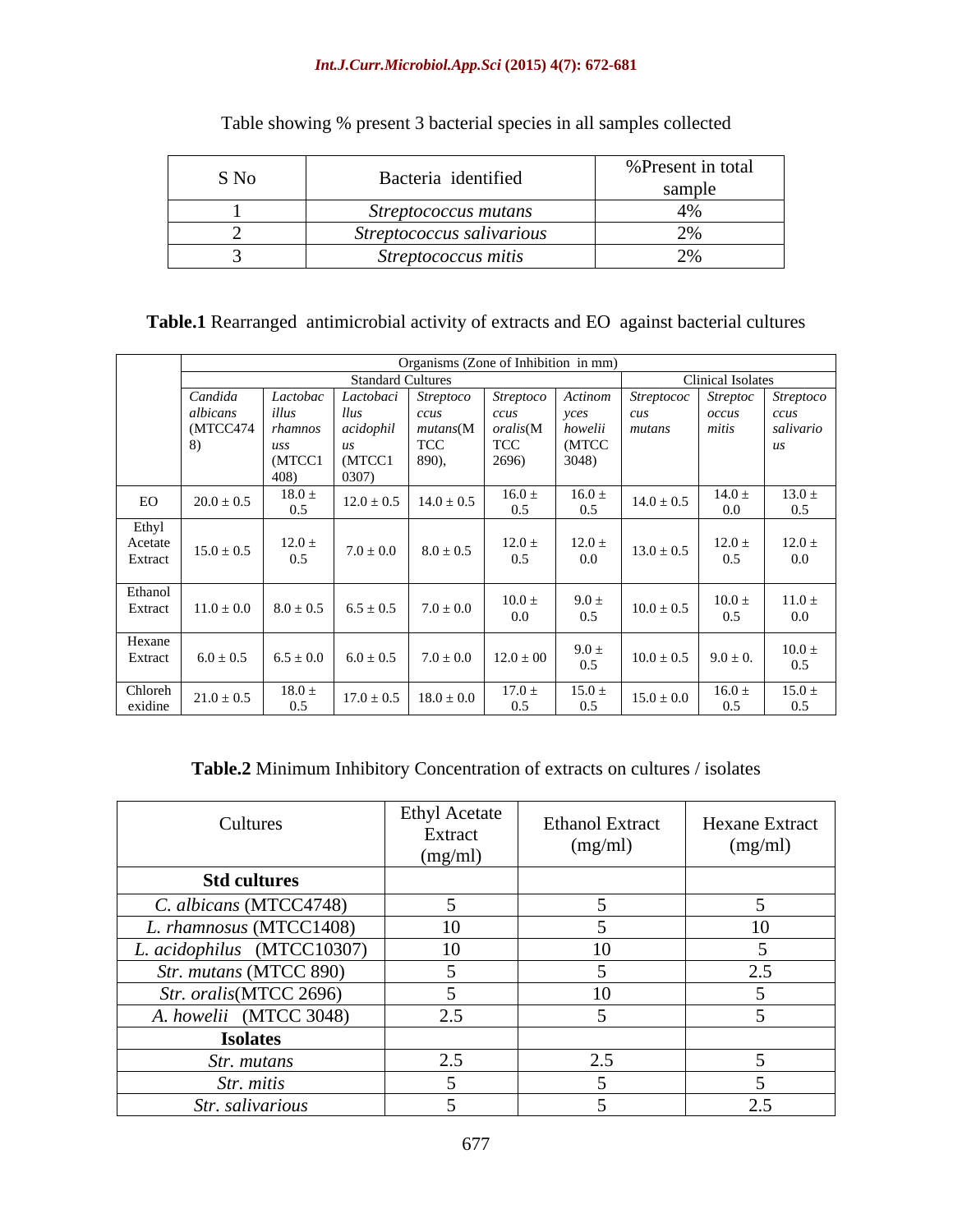Table showing % present 3 bacterial species in all samples collected

| S No | Bacteria identified | %Present in total sample |
|---|---|---|
| 1 | *Streptococcus mutans* | 4% |
| 2 | *Streptococcus salivarious* | 2% |
| 3 | *Streptococcus mitis* | 2% |

**Table.1** Rearranged antimicrobial activity of extracts and EO against bacterial cultures

| | Organisms (Zone of Inhibition in mm) | | | | | | | | |
|---|---|---|---|---|---|---|---|---|---|
| | Standard Cultures | | | | | | Clinical Isolates | | |
| | *Candida albicans* (MTCC4748) | *Lactobacillus rhamnosus* (MTCC1408) | *Lactobacillus acidophilus* (MTCC10307) | *Streptococcus mutans*(MTCC 890), | *Streptococcus oralis*(MTCC 2696) | *Actinomyces howelii* (MTCC 3048) | *Streptococcus mutans* | *Streptococcus mitis* | *Streptococcus salivarious* |
| EO | 20.0 ± 0.5 | 18.0 ± 0.5 | 12.0 ± 0.5 | 14.0 ± 0.5 | 16.0 ± 0.5 | 16.0 ± 0.5 | 14.0 ± 0.5 | 14.0 ± 0.0 | 13.0 ± 0.5 |
| Ethyl Acetate Extract | 15.0 ± 0.5 | 12.0 ± 0.5 | 7.0 ± 0.0 | 8.0 ± 0.5 | 12.0 ± 0.5 | 12.0 ± 0.0 | 13.0 ± 0.5 | 12.0 ± 0.5 | 12.0 ± 0.0 |
| Ethanol Extract | 11.0 ± 0.0 | 8.0 ± 0.5 | 6.5 ± 0.5 | 7.0 ± 0.0 | 10.0 ± 0.0 | 9.0 ± 0.5 | 10.0 ± 0.5 | 10.0 ± 0.5 | 11.0 ± 0.0 |
| Hexane Extract | 6.0 ± 0.5 | 6.5 ± 0.0 | 6.0 ± 0.5 | 7.0 ± 0.0 | 12.0 ± 00 | 9.0 ± 0.5 | 10.0 ± 0.5 | 9.0 ± 0. | 10.0 ± 0.5 |
| Chlorehexidine | 21.0 ± 0.5 | 18.0 ± 0.5 | 17.0 ± 0.5 | 18.0 ± 0.0 | 17.0 ± 0.5 | 15.0 ± 0.5 | 15.0 ± 0.0 | 16.0 ± 0.5 | 15.0 ± 0.5 |

**Table.2** Minimum Inhibitory Concentration of extracts on cultures / isolates

| Cultures | Ethyl Acetate Extract (mg/ml) | Ethanol Extract (mg/ml) | Hexane Extract (mg/ml) |
|---|---|---|---|
| **Std cultures** | | | |
| *C. albicans* (MTCC4748) | 5 | 5 | 5 |
| *L. rhamnosus* (MTCC1408) | 10 | 5 | 10 |
| *L. acidophilus* (MTCC10307) | 10 | 10 | 5 |
| *Str. mutans* (MTCC 890) | 5 | 5 | 2.5 |
| *Str. oralis*(MTCC 2696) | 5 | 10 | 5 |
| *A. howelii* (MTCC 3048) | 2.5 | 5 | 5 |
| **Isolates** | | | |
| *Str. mutans* | 2.5 | 2.5 | 5 |
| *Str. mitis* | 5 | 5 | 5 |
| *Str. salivarious* | 5 | 5 | 2.5 |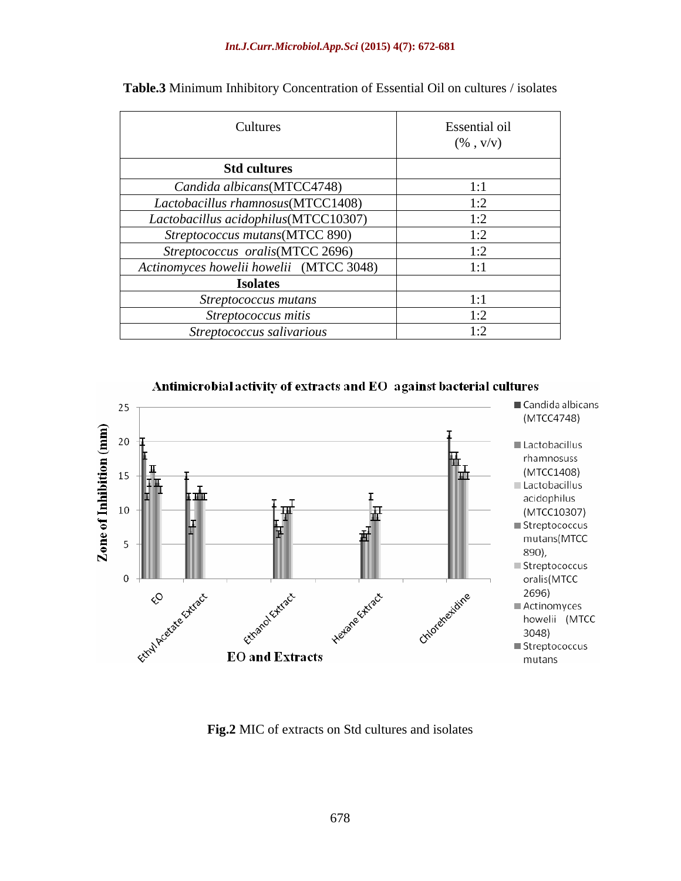**Table.3** Minimum Inhibitory Concentration of Essential Oil on cultures / isolates

| Cultures | Essential oil (% , v/v) |
|---|---|
| **Std cultures** | |
| *Candida albicans*(MTCC4748) | 1:1 |
| *Lactobacillus rhamnosus*(MTCC1408) | 1:2 |
| *Lactobacillus acidophilus*(MTCC10307) | 1:2 |
| *Streptococcus mutans*(MTCC 890) | 1:2 |
| *Streptococcus oralis*(MTCC 2696) | 1:2 |
| *Actinomyces howelii howelii* (MTCC 3048) | 1:1 |
| **Isolates** | |
| *Streptococcus mutans* | 1:1 |
| *Streptococcus mitis* | 1:2 |
| *Streptococcus salivarious* | 1:2 |

**Fig.2** MIC of extracts on Std cultures and isolates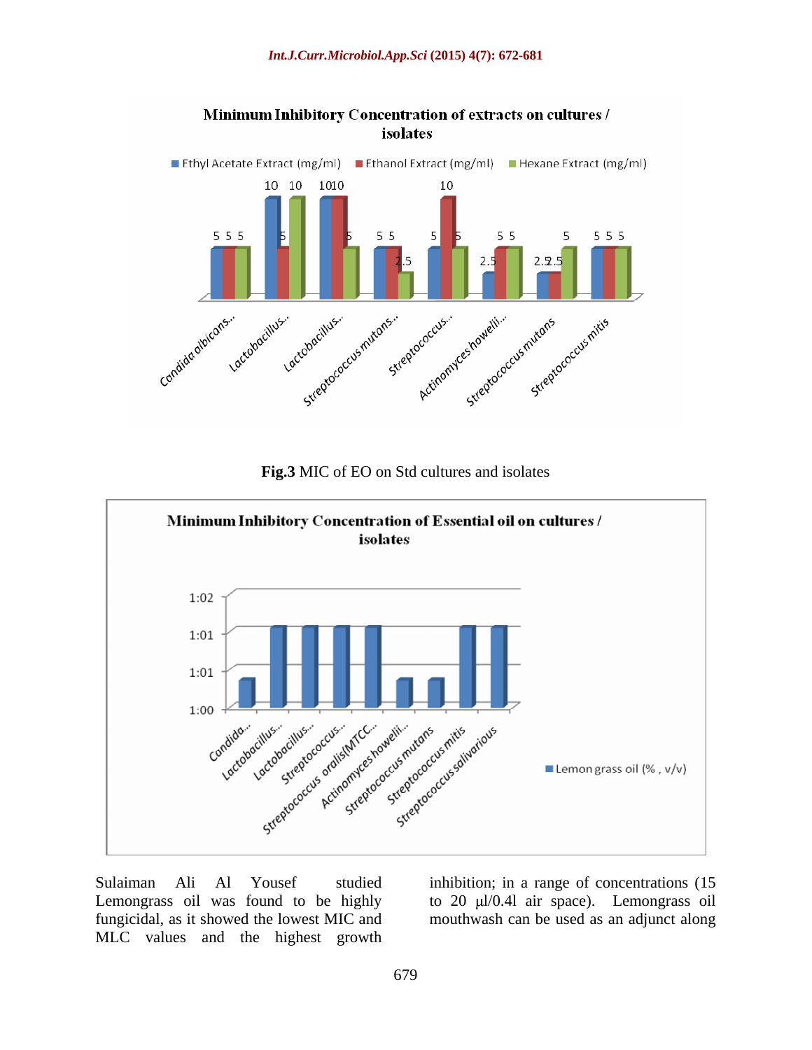Fig.3 MIC of EO on Std cultures and isolates

Sulaiman Ali Al Yousef studied Lemongrass oil was found to be highly fungicidal, as it showed the lowest MIC and MLC values and the highest growth inhibition; in a range of concentrations (15 to 20 µl/0.4l air space). Lemongrass oil mouthwash can be used as an adjunct along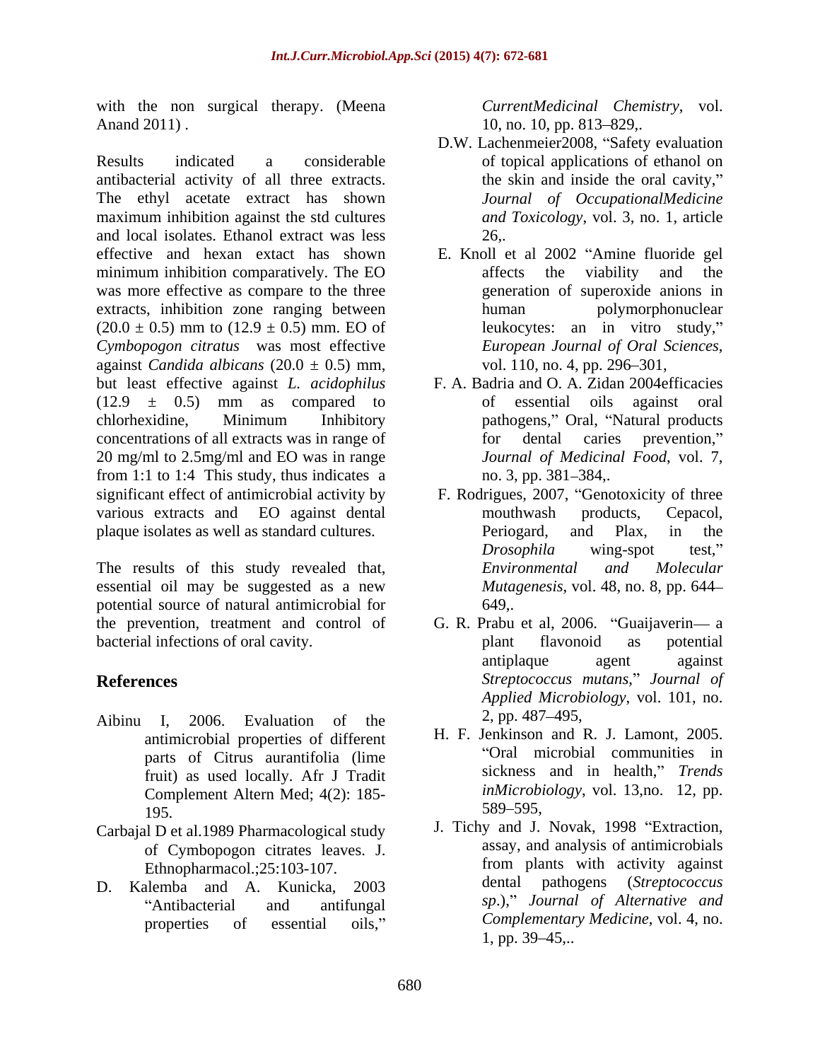with the non surgical therapy. (Meena Anand 2011) .

Results indicated a considerable antibacterial activity of all three extracts. The ethyl acetate extract has shown maximum inhibition against the std cultures and local isolates. Ethanol extract was less effective and hexan extact has shown minimum inhibition comparatively. The EO was more effective as compare to the three extracts, inhibition zone ranging between $(20.0 \pm 0.5)$ mm to $(12.9 \pm 0.5)$ mm. EO of *Cymbopogon citratus* was most effective against *Candida albicans* $(20.0 \pm 0.5)$ mm, but least effective against *L. acidophilus* $(12.9 \pm 0.5)$ mm as compared to chlorhexidine, Minimum Inhibitory concentrations of all extracts was in range of 20 mg/ml to 2.5mg/ml and EO was in range from 1:1 to 1:4 This study, thus indicates a significant effect of antimicrobial activity by various extracts and EO against dental plaque isolates as well as standard cultures.

The results of this study revealed that, essential oil may be suggested as a new potential source of natural antimicrobial for the prevention, treatment and control of bacterial infections of oral cavity.

## References

Aibinu I, 2006. Evaluation of the antimicrobial properties of different parts of Citrus aurantifolia (lime fruit) as used locally. Afr J Tradit Complement Altern Med; 4(2): 185-195.

Carbajal D et al.1989 Pharmacological study of Cymbopogon citrates leaves. J. Ethnopharmacol.;25:103-107.

D. Kalemba and A. Kunicka, 2003 "Antibacterial and antifungal properties of essential oils," *CurrentMedicinal Chemistry*, vol. 10, no. 10, pp. 813–829,.

D.W. Lachenmeier2008, "Safety evaluation of topical applications of ethanol on the skin and inside the oral cavity," *Journal of OccupationalMedicine and Toxicology*, vol. 3, no. 1, article 26,.

E. Knoll et al 2002 "Amine fluoride gel affects the viability and the generation of superoxide anions in human polymorphonuclear leukocytes: an in vitro study," *European Journal of Oral Sciences*, vol. 110, no. 4, pp. 296–301,

F. A. Badria and O. A. Zidan 2004efficacies of essential oils against oral pathogens," Oral, "Natural products for dental caries prevention," *Journal of Medicinal Food*, vol. 7, no. 3, pp. 381–384,.

F. Rodrigues, 2007, "Genotoxicity of three mouthwash products, Cepacol, Periogard, and Plax, in the *Drosophila* wing-spot test," *Environmental and Molecular Mutagenesis*, vol. 48, no. 8, pp. 644–649,.

G. R. Prabu et al, 2006. "Guaijaverin— a plant flavonoid as potential antiplaque agent against *Streptococcus mutans*," *Journal of Applied Microbiology*, vol. 101, no. 2, pp. 487–495,

H. F. Jenkinson and R. J. Lamont, 2005. "Oral microbial communities in sickness and in health," *Trends inMicrobiology*, vol. 13,no. 12, pp. 589–595,

J. Tichy and J. Novak, 1998 "Extraction, assay, and analysis of antimicrobials from plants with activity against dental pathogens (*Streptococcus sp*.)," *Journal of Alternative and Complementary Medicine*, vol. 4, no. 1, pp. 39–45,..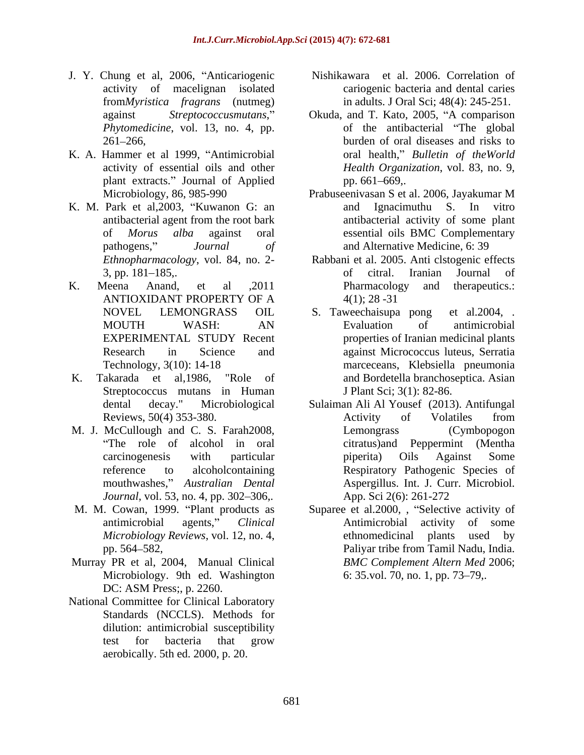J. Y. Chung et al, 2006, "Anticariogenic activity of macelignan isolated from*Myristica fragrans* (nutmeg) against *Streptococcusmutans*," *Phytomedicine*, vol. 13, no. 4, pp. 261–266,

K. A. Hammer et al 1999, "Antimicrobial activity of essential oils and other plant extracts." Journal of Applied Microbiology, 86, 985-990

K. M. Park et al,2003, "Kuwanon G: an antibacterial agent from the root bark of *Morus alba* against oral pathogens," *Journal of Ethnopharmacology*, vol. 84, no. 2-3, pp. 181–185,.

K. Meena Anand, et al ,2011 ANTIOXIDANT PROPERTY OF A NOVEL LEMONGRASS OIL MOUTH WASH: AN EXPERIMENTAL STUDY Recent Research in Science and Technology, 3(10): 14-18

K. Takarada et al,1986, "Role of Streptococcus mutans in Human dental decay." Microbiological Reviews, 50(4) 353-380.

M. J. McCullough and C. S. Farah2008, "The role of alcohol in oral carcinogenesis with particular reference to alcoholcontaining mouthwashes," *Australian Dental Journal*, vol. 53, no. 4, pp. 302–306,.

M. M. Cowan, 1999. "Plant products as antimicrobial agents," *Clinical Microbiology Reviews*, vol. 12, no. 4, pp. 564–582,

Murray PR et al, 2004, Manual Clinical Microbiology. 9th ed. Washington DC: ASM Press;, p. 2260.

National Committee for Clinical Laboratory Standards (NCCLS). Methods for dilution: antimicrobial susceptibility test for bacteria that grow aerobically. 5th ed. 2000, p. 20.

Nishikawara et al. 2006. Correlation of cariogenic bacteria and dental caries in adults. J Oral Sci; 48(4): 245-251.

Okuda, and T. Kato, 2005, "A comparison of the antibacterial "The global burden of oral diseases and risks to oral health," *Bulletin of theWorld Health Organization*, vol. 83, no. 9, pp. 661–669,.

Prabuseenivasan S et al. 2006, Jayakumar M and Ignacimuthu S. In vitro antibacterial activity of some plant essential oils BMC Complementary and Alternative Medicine, 6: 39

Rabbani et al. 2005. Anti clstogenic effects of citral. Iranian Journal of Pharmacology and therapeutics.: 4(1); 28 -31

S. Taweechaisupa pong et al.2004, . Evaluation of antimicrobial properties of Iranian medicinal plants against Micrococcus luteus, Serratia marceceans, Klebsiella pneumonia and Bordetella branchoseptica. Asian J Plant Sci; 3(1): 82-86.

Sulaiman Ali Al Yousef (2013). Antifungal Activity of Volatiles from Lemongrass (Cymbopogon citratus)and Peppermint (Mentha piperita) Oils Against Some Respiratory Pathogenic Species of Aspergillus. Int. J. Curr. Microbiol. App. Sci 2(6): 261-272

Suparee et al.2000, , "Selective activity of Antimicrobial activity of some ethnomedicinal plants used by Paliyar tribe from Tamil Nadu, India. *BMC Complement Altern Med* 2006; 6: 35.vol. 70, no. 1, pp. 73–79,.